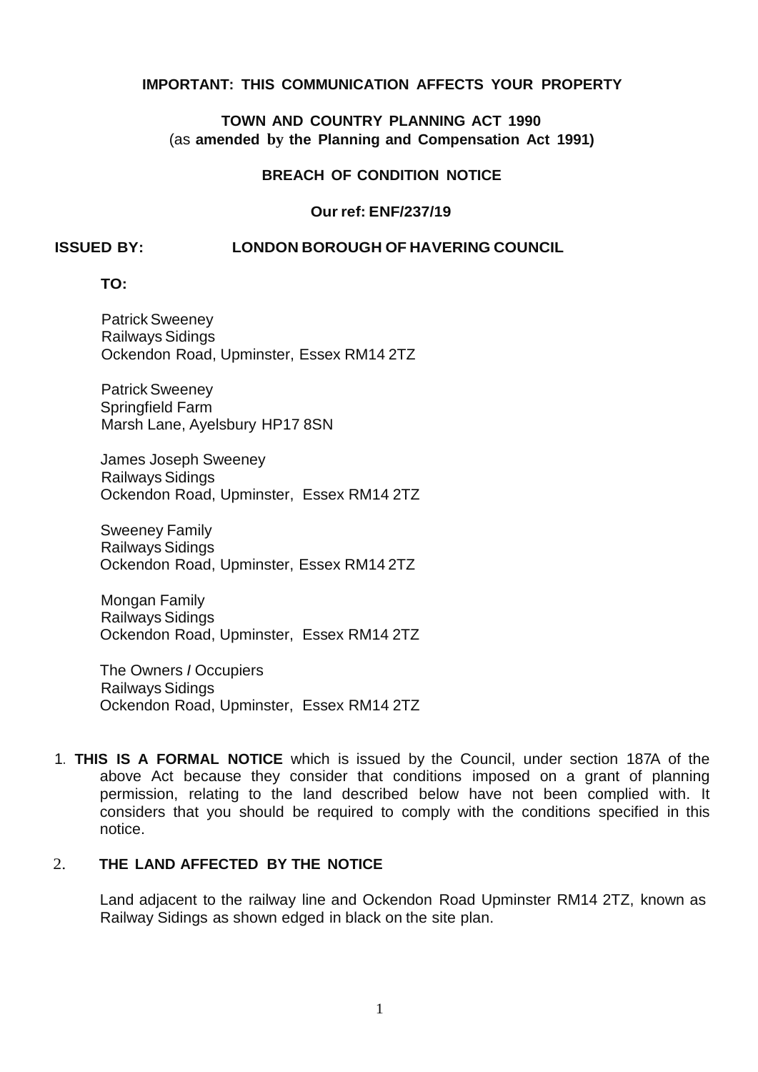**IMPORTANT: THIS COMMUNICATION AFFECTS YOUR PROPERTY**

**TOWN AND COUNTRY PLANNING ACT 1990**
(as **amended by the Planning and Compensation Act 1991)**

**BREACH OF CONDITION NOTICE**

**Our ref: ENF/237/19**

**ISSUED BY: LONDON BOROUGH OF HAVERING COUNCIL**

**TO:**

Patrick Sweeney
Railways Sidings
Ockendon Road, Upminster, Essex RM14 2TZ

Patrick Sweeney
Springfield Farm
Marsh Lane, Ayelsbury HP17 8SN

James Joseph Sweeney
Railways Sidings
Ockendon Road, Upminster, Essex RM14 2TZ

Sweeney Family
Railways Sidings
Ockendon Road, Upminster, Essex RM14 2TZ

Mongan Family
Railways Sidings
Ockendon Road, Upminster, Essex RM14 2TZ

The Owners / Occupiers
Railways Sidings
Ockendon Road, Upminster, Essex RM14 2TZ

1. **THIS IS A FORMAL NOTICE** which is issued by the Council, under section 187A of the above Act because they consider that conditions imposed on a grant of planning permission, relating to the land described below have not been complied with. It considers that you should be required to comply with the conditions specified in this notice.

2. **THE LAND AFFECTED BY THE NOTICE**

   Land adjacent to the railway line and Ockendon Road Upminster RM14 2TZ, known as Railway Sidings as shown edged in black on the site plan.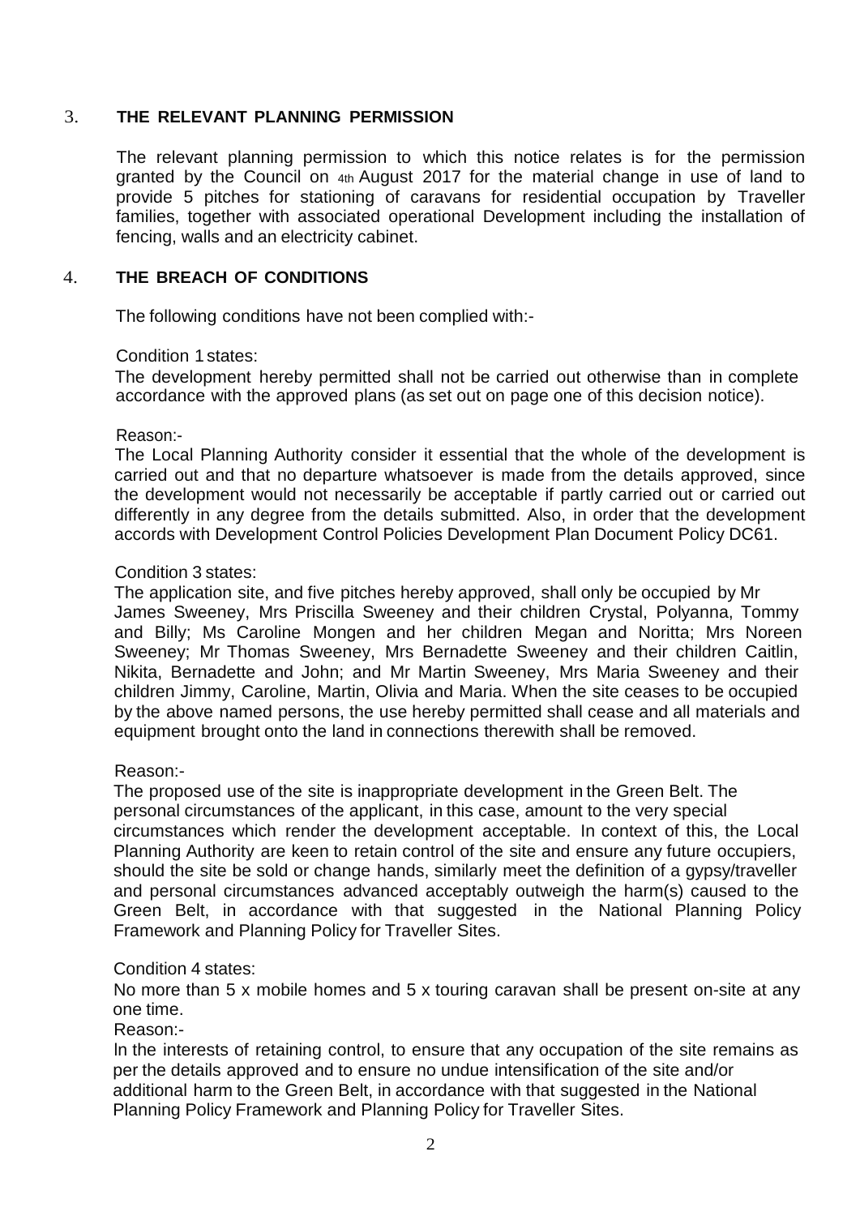## 3. THE RELEVANT PLANNING PERMISSION

The relevant planning permission to which this notice relates is for the permission granted by the Council on 4th August 2017 for the material change in use of land to provide 5 pitches for stationing of caravans for residential occupation by Traveller families, together with associated operational Development including the installation of fencing, walls and an electricity cabinet.

## 4. THE BREACH OF CONDITIONS

The following conditions have not been complied with:-

Condition 1 states:
The development hereby permitted shall not be carried out otherwise than in complete accordance with the approved plans (as set out on page one of this decision notice).

Reason:-
The Local Planning Authority consider it essential that the whole of the development is carried out and that no departure whatsoever is made from the details approved, since the development would not necessarily be acceptable if partly carried out or carried out differently in any degree from the details submitted. Also, in order that the development accords with Development Control Policies Development Plan Document Policy DC61.

Condition 3 states:
The application site, and five pitches hereby approved, shall only be occupied by Mr James Sweeney, Mrs Priscilla Sweeney and their children Crystal, Polyanna, Tommy and Billy; Ms Caroline Mongen and her children Megan and Noritta; Mrs Noreen Sweeney; Mr Thomas Sweeney, Mrs Bernadette Sweeney and their children Caitlin, Nikita, Bernadette and John; and Mr Martin Sweeney, Mrs Maria Sweeney and their children Jimmy, Caroline, Martin, Olivia and Maria. When the site ceases to be occupied by the above named persons, the use hereby permitted shall cease and all materials and equipment brought onto the land in connections therewith shall be removed.

Reason:-
The proposed use of the site is inappropriate development in the Green Belt. The personal circumstances of the applicant, in this case, amount to the very special circumstances which render the development acceptable. In context of this, the Local Planning Authority are keen to retain control of the site and ensure any future occupiers, should the site be sold or change hands, similarly meet the definition of a gypsy/traveller and personal circumstances advanced acceptably outweigh the harm(s) caused to the Green Belt, in accordance with that suggested in the National Planning Policy Framework and Planning Policy for Traveller Sites.

Condition 4 states:
No more than 5 x mobile homes and 5 x touring caravan shall be present on-site at any one time.
Reason:-
ln the interests of retaining control, to ensure that any occupation of the site remains as per the details approved and to ensure no undue intensification of the site and/or additional harm to the Green Belt, in accordance with that suggested in the National Planning Policy Framework and Planning Policy for Traveller Sites.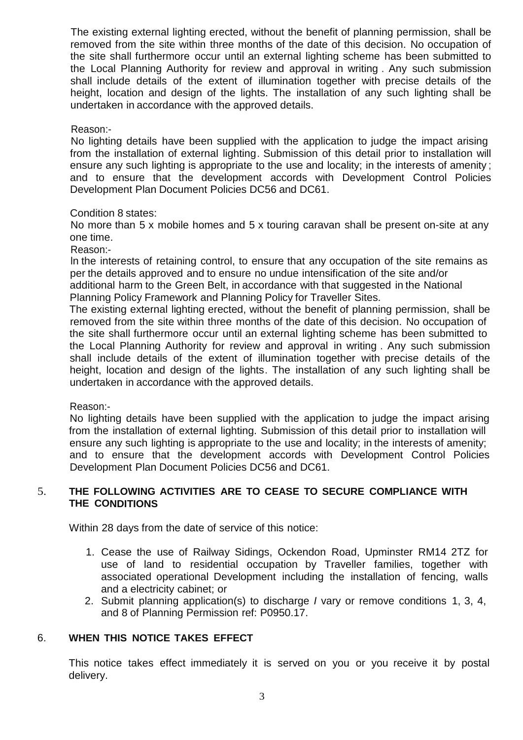The existing external lighting erected, without the benefit of planning permission, shall be removed from the site within three months of the date of this decision. No occupation of the site shall furthermore occur until an external lighting scheme has been submitted to the Local Planning Authority for review and approval in writing . Any such submission shall include details of the extent of illumination together with precise details of the height, location and design of the lights. The installation of any such lighting shall be undertaken in accordance with the approved details.

Reason:-

No lighting details have been supplied with the application to judge the impact arising from the installation of external lighting. Submission of this detail prior to installation will ensure any such lighting is appropriate to the use and locality; in the interests of amenity ; and to ensure that the development accords with Development Control Policies Development Plan Document Policies DC56 and DC61.

Condition 8 states:

No more than 5 x mobile homes and 5 x touring caravan shall be present on-site at any one time.

Reason:-

In the interests of retaining control, to ensure that any occupation of the site remains as per the details approved and to ensure no undue intensification of the site and/or additional harm to the Green Belt, in accordance with that suggested in the National Planning Policy Framework and Planning Policy for Traveller Sites.

The existing external lighting erected, without the benefit of planning permission, shall be removed from the site within three months of the date of this decision. No occupation of the site shall furthermore occur until an external lighting scheme has been submitted to the Local Planning Authority for review and approval in writing . Any such submission shall include details of the extent of illumination together with precise details of the height, location and design of the lights. The installation of any such lighting shall be undertaken in accordance with the approved details.

Reason:-

No lighting details have been supplied with the application to judge the impact arising from the installation of external lighting. Submission of this detail prior to installation will ensure any such lighting is appropriate to the use and locality; in the interests of amenity; and to ensure that the development accords with Development Control Policies Development Plan Document Policies DC56 and DC61.

## 5. THE FOLLOWING ACTIVITIES ARE TO CEASE TO SECURE COMPLIANCE WITH THE CONDITIONS

Within 28 days from the date of service of this notice:

1. Cease the use of Railway Sidings, Ockendon Road, Upminster RM14 2TZ for use of land to residential occupation by Traveller families, together with associated operational Development including the installation of fencing, walls and a electricity cabinet; or
2. Submit planning application(s) to discharge / vary or remove conditions 1, 3, 4, and 8 of Planning Permission ref: P0950.17.

## 6. WHEN THIS NOTICE TAKES EFFECT

This notice takes effect immediately it is served on you or you receive it by postal delivery.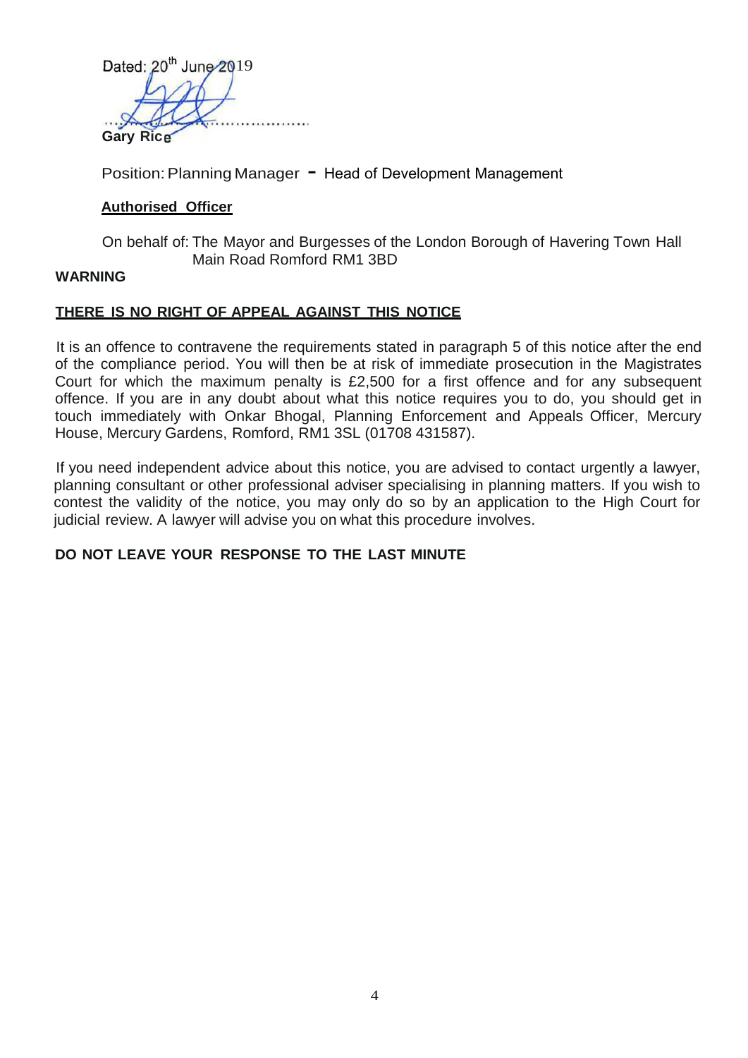Dated: 20th June 2019

……………………………

**Gary Rice**

Position: Planning Manager - Head of Development Management

**Authorised Officer**

On behalf of: The Mayor and Burgesses of the London Borough of Havering Town Hall Main Road Romford RM1 3BD

**WARNING**

**THERE IS NO RIGHT OF APPEAL AGAINST THIS NOTICE**

It is an offence to contravene the requirements stated in paragraph 5 of this notice after the end of the compliance period. You will then be at risk of immediate prosecution in the Magistrates Court for which the maximum penalty is £2,500 for a first offence and for any subsequent offence. If you are in any doubt about what this notice requires you to do, you should get in touch immediately with Onkar Bhogal, Planning Enforcement and Appeals Officer, Mercury House, Mercury Gardens, Romford, RM1 3SL (01708 431587).

If you need independent advice about this notice, you are advised to contact urgently a lawyer, planning consultant or other professional adviser specialising in planning matters. If you wish to contest the validity of the notice, you may only do so by an application to the High Court for judicial review. A lawyer will advise you on what this procedure involves.

**DO NOT LEAVE YOUR RESPONSE TO THE LAST MINUTE**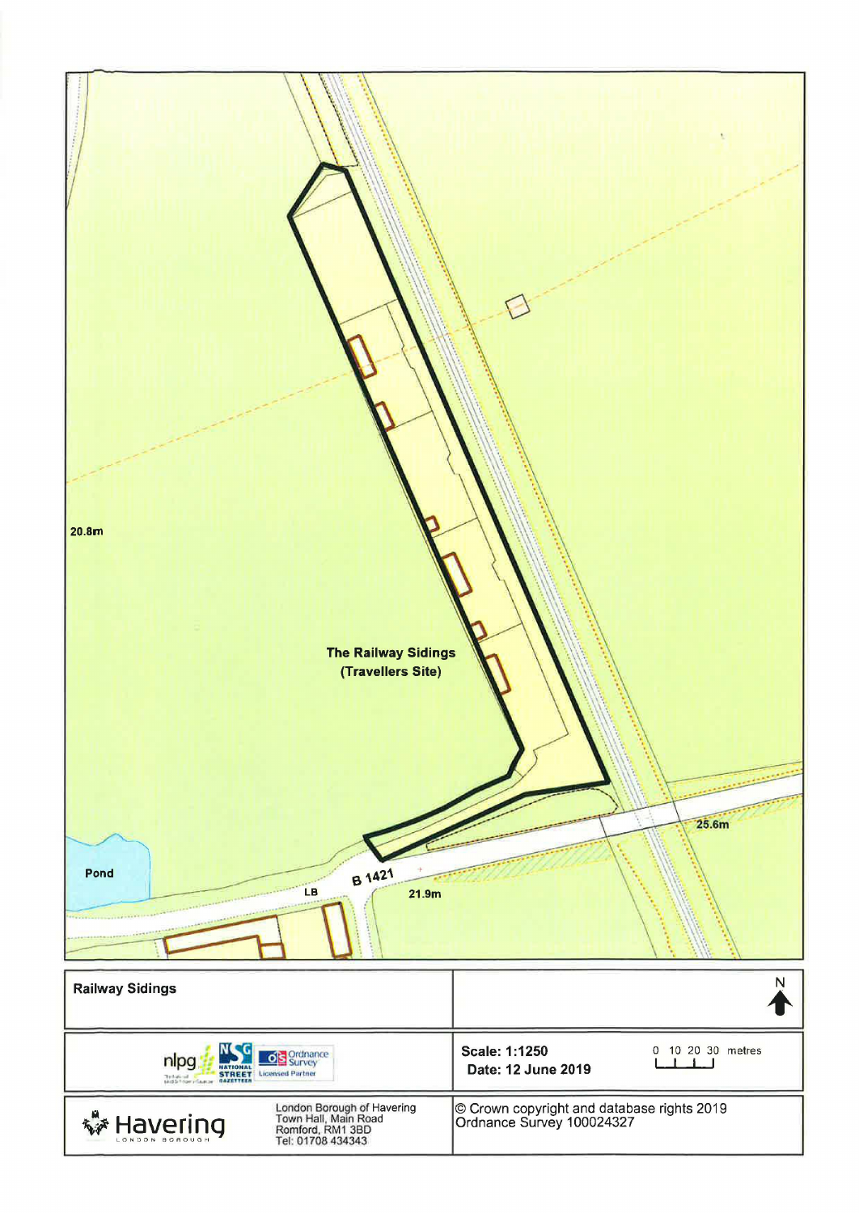20.8m

The Railway Sidings
(Travellers Site)

25.6m

Pond

LB

B 1421

21.9m

| | |
|---|---|
| **Railway Sidings** | N |
| nlpg NSG NATIONAL STREET GAZETTEER Ordnance Survey Licensed Partner | **Scale: 1:1250** **Date: 12 June 2019** 0 10 20 30 metres |
| Havering LONDON BOROUGH London Borough of Havering Town Hall, Main Road Romford, RM1 3BD Tel: 01708 434343 | © Crown copyright and database rights 2019 Ordnance Survey 100024327 |